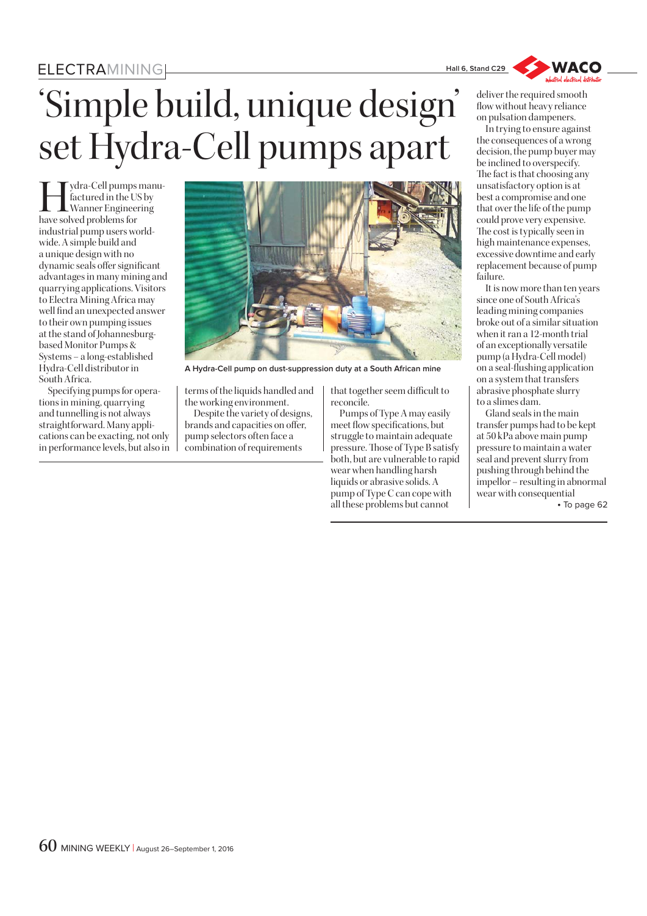# 'Simple build, unique design' set Hydra-Cell pumps apart

Hydra-Cell pumps manufactured in the US by Wanner Engineering have solved problems for industrial pump users worldwide. A simple build and a unique design with no dynamic seals offer significant advantages in many mining and quarrying applications. Visitors to Electra Mining Africa may well find an unexpected answer to their own pumping issues at the stand of Johannesburg-based Monitor Pumps & Systems – a long-established Hydra-Cell distributor in South Africa.

A Hydra-Cell pump on dust-suppression duty at a South African mine

Specifying pumps for operations in mining, quarrying and tunnelling is not always straightforward. Many applications can be exacting, not only in performance levels, but also in terms of the liquids handled and the working environment.

Despite the variety of designs, brands and capacities on offer, pump selectors often face a combination of requirements that together seem difficult to reconcile.

Pumps of Type A may easily meet flow specifications, but struggle to maintain adequate pressure. Those of Type B satisfy both, but are vulnerable to rapid wear when handling harsh liquids or abrasive solids. A pump of Type C can cope with all these problems but cannot deliver the required smooth flow without heavy reliance on pulsation dampeners.

In trying to ensure against the consequences of a wrong decision, the pump buyer may be inclined to overspecify. The fact is that choosing any unsatisfactory option is at best a compromise and one that over the life of the pump could prove very expensive. The cost is typically seen in high maintenance expenses, excessive downtime and early replacement because of pump failure.

It is now more than ten years since one of South Africa's leading mining companies broke out of a similar situation when it ran a 12-month trial of an exceptionally versatile pump (a Hydra-Cell model) on a seal-flushing application on a system that transfers abrasive phosphate slurry to a slimes dam.

Gland seals in the main transfer pumps had to be kept at 50 kPa above main pump pressure to maintain a water seal and prevent slurry from pushing through behind the impellor – resulting in abnormal wear with consequential

• To page 62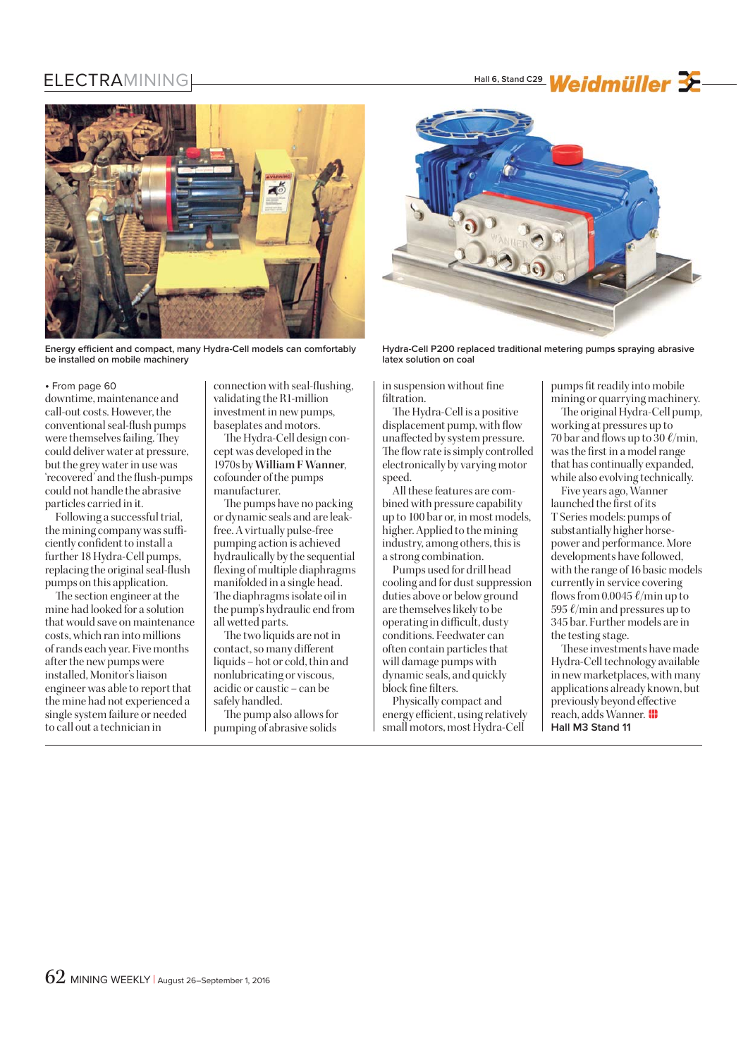Energy efficient and compact, many Hydra-Cell models can comfortably be installed on mobile machinery

Hydra-Cell P200 replaced traditional metering pumps spraying abrasive latex solution on coal

• From page 60

downtime, maintenance and call-out costs. However, the conventional seal-flush pumps were themselves failing. They could deliver water at pressure, but the grey water in use was 'recovered' and the flush-pumps could not handle the abrasive particles carried in it.

Following a successful trial, the mining company was sufficiently confident to install a further 18 Hydra-Cell pumps, replacing the original seal-flush pumps on this application.

The section engineer at the mine had looked for a solution that would save on maintenance costs, which ran into millions of rands each year. Five months after the new pumps were installed, Monitor's liaison engineer was able to report that the mine had not experienced a single system failure or needed to call out a technician in connection with seal-flushing, validating the R1-million investment in new pumps, baseplates and motors.

The Hydra-Cell design concept was developed in the 1970s by **William F Wanner**, cofounder of the pumps manufacturer.

The pumps have no packing or dynamic seals and are leak-free. A virtually pulse-free pumping action is achieved hydraulically by the sequential flexing of multiple diaphragms manifolded in a single head. The diaphragms isolate oil in the pump's hydraulic end from all wetted parts.

The two liquids are not in contact, so many different liquids – hot or cold, thin and nonlubricating or viscous, acidic or caustic – can be safely handled.

The pump also allows for pumping of abrasive solids in suspension without fine filtration.

The Hydra-Cell is a positive displacement pump, with flow unaffected by system pressure. The flow rate is simply controlled electronically by varying motor speed.

All these features are combined with pressure capability up to 100 bar or, in most models, higher. Applied to the mining industry, among others, this is a strong combination.

Pumps used for drill head cooling and for dust suppression duties above or below ground are themselves likely to be operating in difficult, dusty conditions. Feedwater can often contain particles that will damage pumps with dynamic seals, and quickly block fine filters.

Physically compact and energy efficient, using relatively small motors, most Hydra-Cell pumps fit readily into mobile mining or quarrying machinery.

The original Hydra-Cell pump, working at pressures up to 70 bar and flows up to 30 ℓ/min, was the first in a model range that has continually expanded, while also evolving technically.

Five years ago, Wanner launched the first of its T Series models: pumps of substantially higher horsepower and performance. More developments have followed, with the range of 16 basic models currently in service covering flows from 0.0045 ℓ/min up to 595 ℓ/min and pressures up to 345 bar. Further models are in the testing stage.

These investments have made Hydra-Cell technology available in new marketplaces, with many applications already known, but previously beyond effective reach, adds Wanner.

**Hall M3 Stand 11**